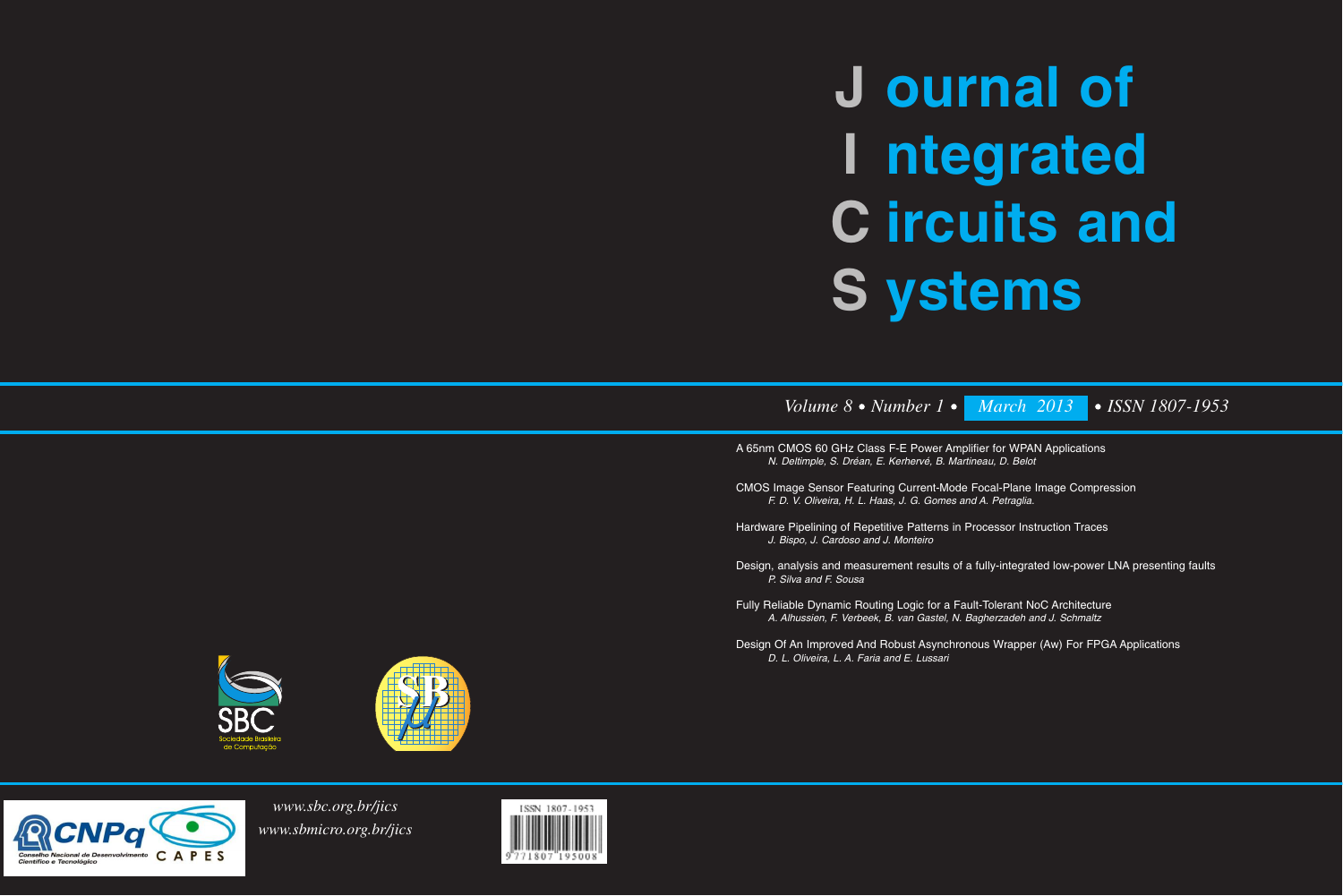# Journal of Integrated Circuits and Systems

*Volume 8 • Number 1 • March 2013 • ISSN 1807-1953*

A 65nm CMOS 60 GHz Class F-E Power Amplifier for WPAN Applications
*N. Deltimple, S. Dréan, E. Kerhervé, B. Martineau, D. Belot*

CMOS Image Sensor Featuring Current-Mode Focal-Plane Image Compression
*F. D. V. Oliveira, H. L. Haas, J. G. Gomes and A. Petraglia.*

Hardware Pipelining of Repetitive Patterns in Processor Instruction Traces
*J. Bispo, J. Cardoso and J. Monteiro*

Design, analysis and measurement results of a fully-integrated low-power LNA presenting faults
*P. Silva and F. Sousa*

Fully Reliable Dynamic Routing Logic for a Fault-Tolerant NoC Architecture
*A. Alhussien, F. Verbeek, B. van Gastel, N. Bagherzadeh and J. Schmaltz*

Design Of An Improved And Robust Asynchronous Wrapper (Aw) For FPGA Applications
*D. L. Oliveira, L. A. Faria and E. Lussari*

SBC Sociedade Brasileira de Computação

CNPq Conselho Nacional de Desenvolvimento Científico e Tecnológico

CAPES

*www.sbc.org.br/jics*
*www.sbmicro.org.br/jics*

ISSN 1807-1953
9771807195008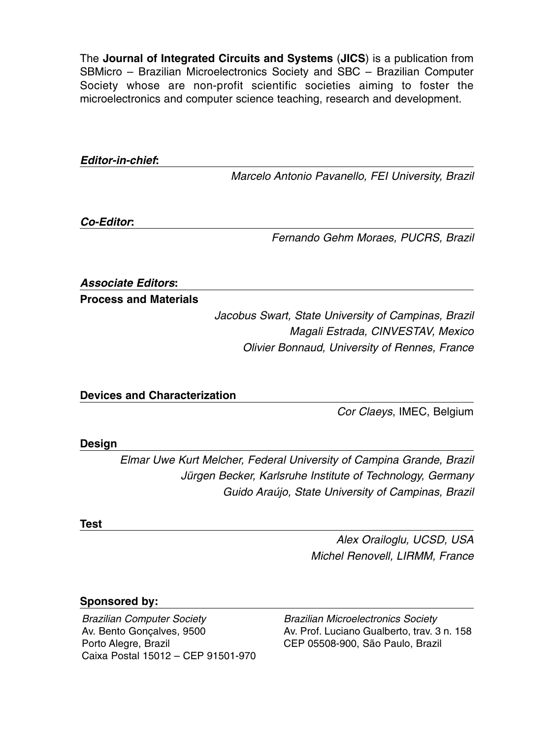The **Journal of Integrated Circuits and Systems** (**JICS**) is a publication from SBMicro – Brazilian Microelectronics Society and SBC – Brazilian Computer Society whose are non-profit scientific societies aiming to foster the microelectronics and computer science teaching, research and development.

***Editor-in-chief*:**

*Marcelo Antonio Pavanello, FEI University, Brazil*

***Co-Editor*:**

*Fernando Gehm Moraes, PUCRS, Brazil*

***Associate Editors*:**

**Process and Materials**

*Jacobus Swart, State University of Campinas, Brazil*
*Magali Estrada, CINVESTAV, Mexico*
*Olivier Bonnaud, University of Rennes, France*

**Devices and Characterization**

*Cor Claeys*, IMEC, Belgium

**Design**

*Elmar Uwe Kurt Melcher, Federal University of Campina Grande, Brazil*
*Jürgen Becker, Karlsruhe Institute of Technology, Germany*
*Guido Araújo, State University of Campinas, Brazil*

**Test**

*Alex Orailoglu, UCSD, USA*
*Michel Renovell, LIRMM, France*

**Sponsored by:**

*Brazilian Computer Society*
Av. Bento Gonçalves, 9500
Porto Alegre, Brazil
Caixa Postal 15012 – CEP 91501-970

*Brazilian Microelectronics Society*
Av. Prof. Luciano Gualberto, trav. 3 n. 158
CEP 05508-900, São Paulo, Brazil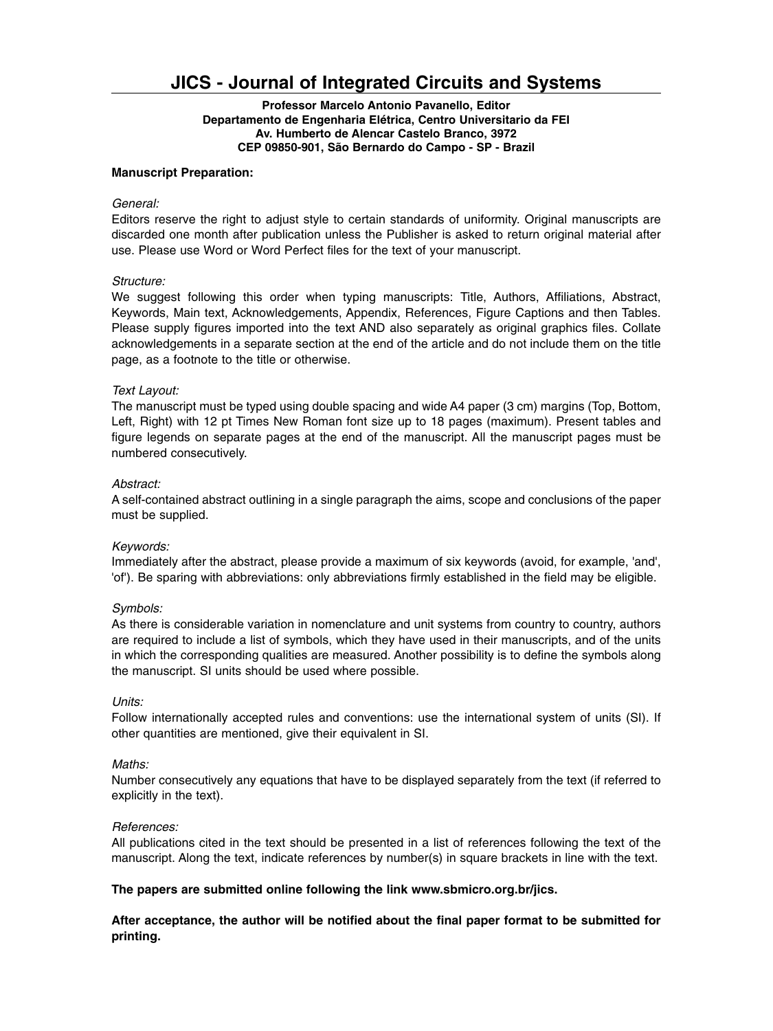# JICS - Journal of Integrated Circuits and Systems

**Professor Marcelo Antonio Pavanello, Editor**
**Departamento de Engenharia Elétrica, Centro Universitario da FEI**
**Av. Humberto de Alencar Castelo Branco, 3972**
**CEP 09850-901, São Bernardo do Campo - SP - Brazil**

**Manuscript Preparation:**

*General:*
Editors reserve the right to adjust style to certain standards of uniformity. Original manuscripts are discarded one month after publication unless the Publisher is asked to return original material after use. Please use Word or Word Perfect files for the text of your manuscript.

*Structure:*
We suggest following this order when typing manuscripts: Title, Authors, Affiliations, Abstract, Keywords, Main text, Acknowledgements, Appendix, References, Figure Captions and then Tables. Please supply figures imported into the text AND also separately as original graphics files. Collate acknowledgements in a separate section at the end of the article and do not include them on the title page, as a footnote to the title or otherwise.

*Text Layout:*
The manuscript must be typed using double spacing and wide A4 paper (3 cm) margins (Top, Bottom, Left, Right) with 12 pt Times New Roman font size up to 18 pages (maximum). Present tables and figure legends on separate pages at the end of the manuscript. All the manuscript pages must be numbered consecutively.

*Abstract:*
A self-contained abstract outlining in a single paragraph the aims, scope and conclusions of the paper must be supplied.

*Keywords:*
Immediately after the abstract, please provide a maximum of six keywords (avoid, for example, 'and', 'of'). Be sparing with abbreviations: only abbreviations firmly established in the field may be eligible.

*Symbols:*
As there is considerable variation in nomenclature and unit systems from country to country, authors are required to include a list of symbols, which they have used in their manuscripts, and of the units in which the corresponding qualities are measured. Another possibility is to define the symbols along the manuscript. SI units should be used where possible.

*Units:*
Follow internationally accepted rules and conventions: use the international system of units (SI). If other quantities are mentioned, give their equivalent in SI.

*Maths:*
Number consecutively any equations that have to be displayed separately from the text (if referred to explicitly in the text).

*References:*
All publications cited in the text should be presented in a list of references following the text of the manuscript. Along the text, indicate references by number(s) in square brackets in line with the text.

**The papers are submitted online following the link www.sbmicro.org.br/jics.**

**After acceptance, the author will be notified about the final paper format to be submitted for printing.**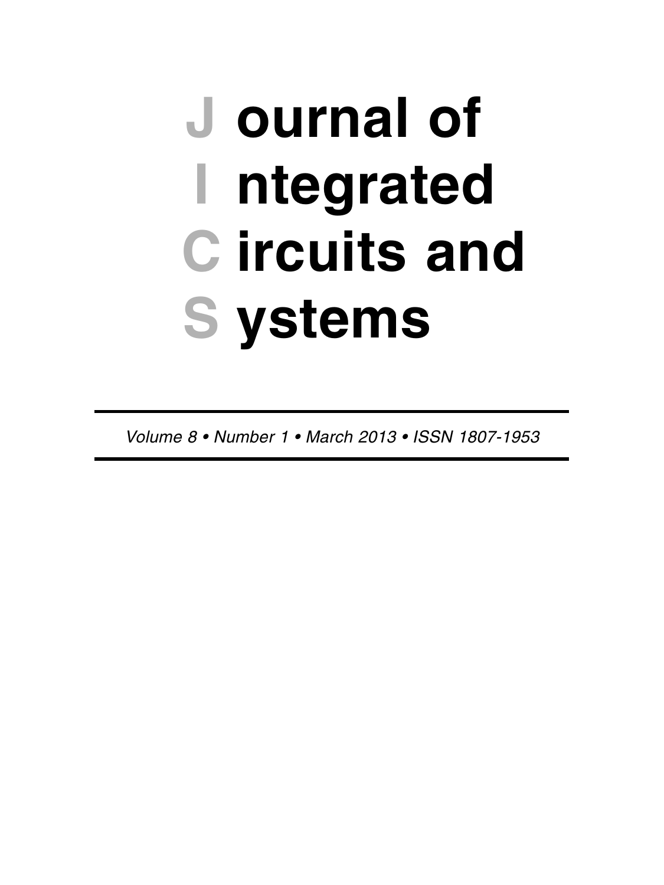# Journal of Integrated Circuits and Systems

*Volume 8 • Number 1 • March 2013 • ISSN 1807-1953*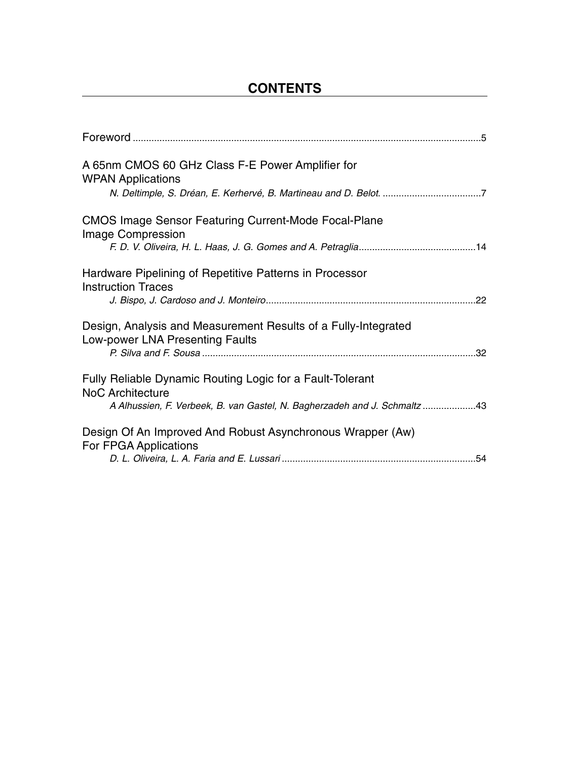# CONTENTS

Foreword ..................................................................................................................................5

A 65nm CMOS 60 GHz Class F-E Power Amplifier for WPAN Applications
*N. Deltimple, S. Dréan, E. Kerhervé, B. Martineau and D. Belot.* .....................................7

CMOS Image Sensor Featuring Current-Mode Focal-Plane Image Compression
*F. D. V. Oliveira, H. L. Haas, J. G. Gomes and A. Petraglia*...........................................14

Hardware Pipelining of Repetitive Patterns in Processor Instruction Traces
*J. Bispo, J. Cardoso and J. Monteiro*..............................................................................22

Design, Analysis and Measurement Results of a Fully-Integrated Low-power LNA Presenting Faults
*P. Silva and F. Sousa* ......................................................................................................32

Fully Reliable Dynamic Routing Logic for a Fault-Tolerant NoC Architecture
*A Alhussien, F. Verbeek, B. van Gastel, N. Bagherzadeh and J. Schmaltz* ....................43

Design Of An Improved And Robust Asynchronous Wrapper (Aw) For FPGA Applications
*D. L. Oliveira, L. A. Faria and E. Lussari* ........................................................................54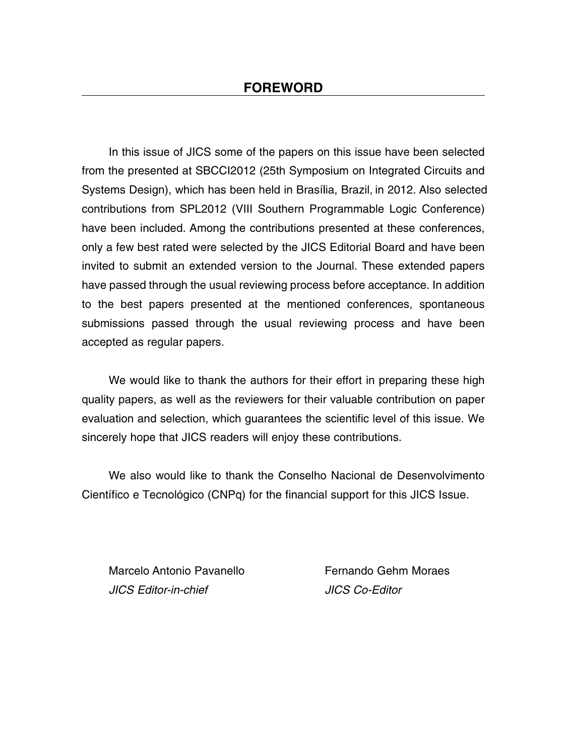## FOREWORD

In this issue of JICS some of the papers on this issue have been selected from the presented at SBCCI2012 (25th Symposium on Integrated Circuits and Systems Design), which has been held in Brasília, Brazil, in 2012. Also selected contributions from SPL2012 (VIII Southern Programmable Logic Conference) have been included. Among the contributions presented at these conferences, only a few best rated were selected by the JICS Editorial Board and have been invited to submit an extended version to the Journal. These extended papers have passed through the usual reviewing process before acceptance. In addition to the best papers presented at the mentioned conferences, spontaneous submissions passed through the usual reviewing process and have been accepted as regular papers.

We would like to thank the authors for their effort in preparing these high quality papers, as well as the reviewers for their valuable contribution on paper evaluation and selection, which guarantees the scientific level of this issue. We sincerely hope that JICS readers will enjoy these contributions.

We also would like to thank the Conselho Nacional de Desenvolvimento Científico e Tecnológico (CNPq) for the financial support for this JICS Issue.

Marcelo Antonio Pavanello
*JICS Editor-in-chief*

Fernando Gehm Moraes
*JICS Co-Editor*